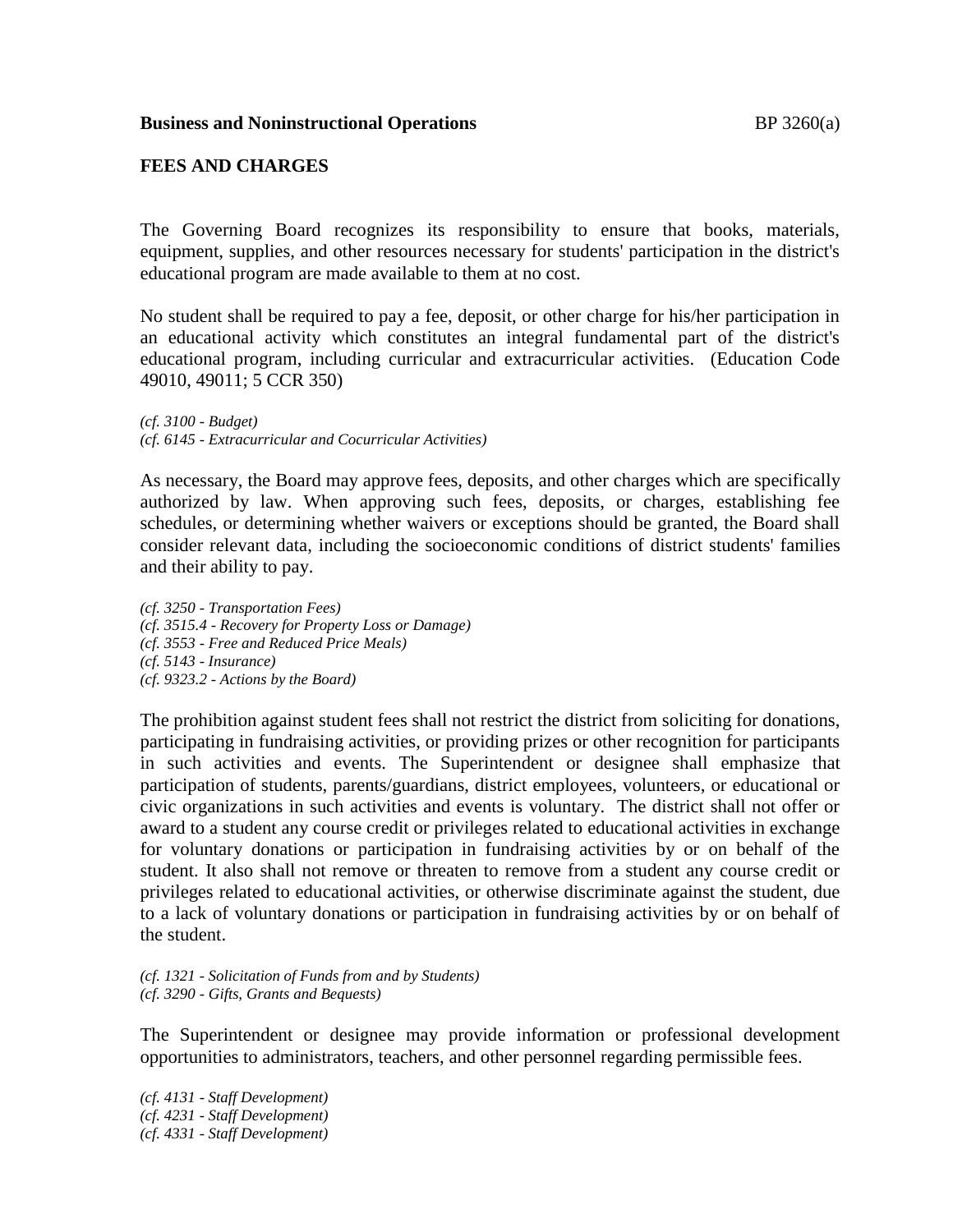**Business and Noninstructional Operations** BP 3260(a)

## FEES AND CHARGES

The Governing Board recognizes its responsibility to ensure that books, materials, equipment, supplies, and other resources necessary for students' participation in the district's educational program are made available to them at no cost.

No student shall be required to pay a fee, deposit, or other charge for his/her participation in an educational activity which constitutes an integral fundamental part of the district's educational program, including curricular and extracurricular activities. (Education Code 49010, 49011; 5 CCR 350)

*(cf. 3100 - Budget)*
*(cf. 6145 - Extracurricular and Cocurricular Activities)*

As necessary, the Board may approve fees, deposits, and other charges which are specifically authorized by law. When approving such fees, deposits, or charges, establishing fee schedules, or determining whether waivers or exceptions should be granted, the Board shall consider relevant data, including the socioeconomic conditions of district students' families and their ability to pay.

*(cf. 3250 - Transportation Fees)*
*(cf. 3515.4 - Recovery for Property Loss or Damage)*
*(cf. 3553 - Free and Reduced Price Meals)*
*(cf. 5143 - Insurance)*
*(cf. 9323.2 - Actions by the Board)*

The prohibition against student fees shall not restrict the district from soliciting for donations, participating in fundraising activities, or providing prizes or other recognition for participants in such activities and events. The Superintendent or designee shall emphasize that participation of students, parents/guardians, district employees, volunteers, or educational or civic organizations in such activities and events is voluntary. The district shall not offer or award to a student any course credit or privileges related to educational activities in exchange for voluntary donations or participation in fundraising activities by or on behalf of the student. It also shall not remove or threaten to remove from a student any course credit or privileges related to educational activities, or otherwise discriminate against the student, due to a lack of voluntary donations or participation in fundraising activities by or on behalf of the student.

*(cf. 1321 - Solicitation of Funds from and by Students)*
*(cf. 3290 - Gifts, Grants and Bequests)*

The Superintendent or designee may provide information or professional development opportunities to administrators, teachers, and other personnel regarding permissible fees.

*(cf. 4131 - Staff Development)*
*(cf. 4231 - Staff Development)*
*(cf. 4331 - Staff Development)*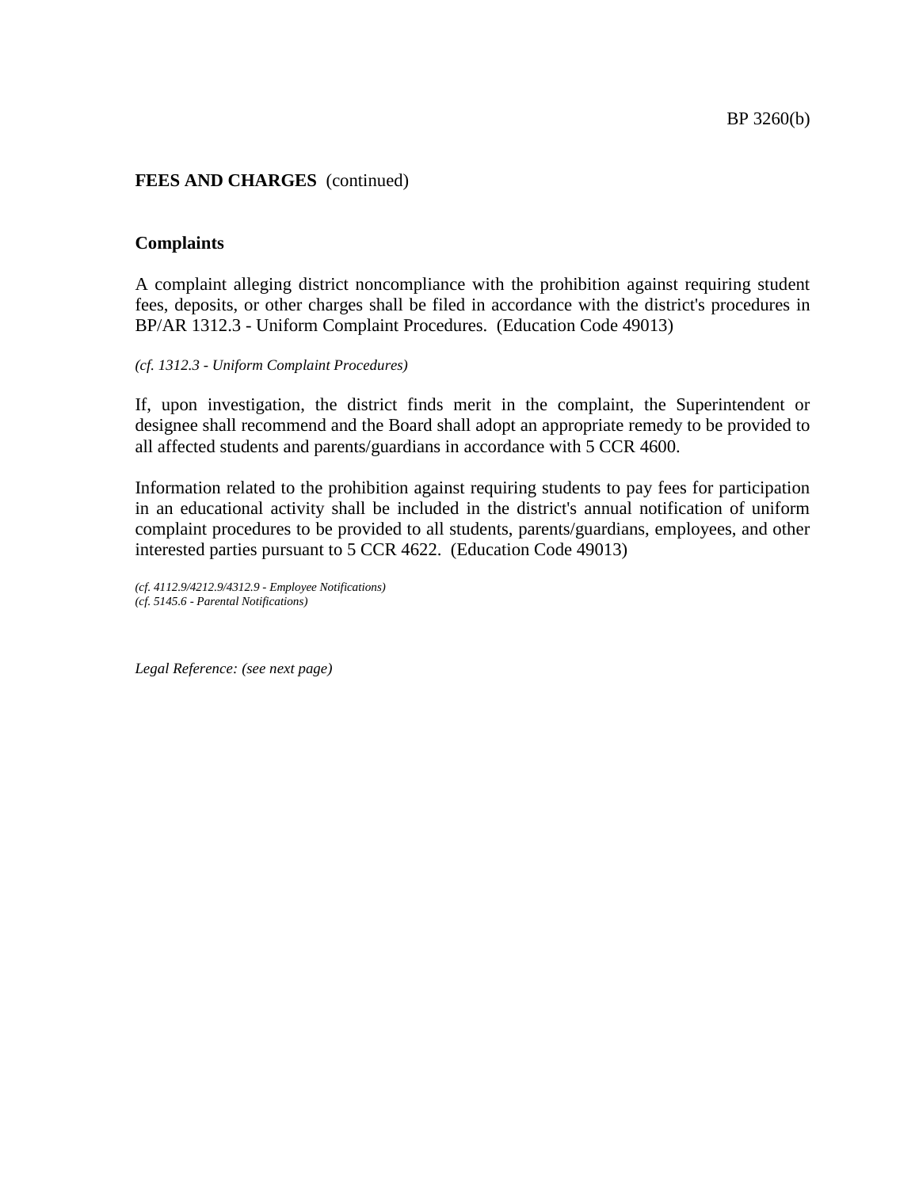**FEES AND CHARGES** (continued)

**Complaints**

A complaint alleging district noncompliance with the prohibition against requiring student fees, deposits, or other charges shall be filed in accordance with the district's procedures in BP/AR 1312.3 - Uniform Complaint Procedures. (Education Code 49013)

*(cf. 1312.3 - Uniform Complaint Procedures)*

If, upon investigation, the district finds merit in the complaint, the Superintendent or designee shall recommend and the Board shall adopt an appropriate remedy to be provided to all affected students and parents/guardians in accordance with 5 CCR 4600.

Information related to the prohibition against requiring students to pay fees for participation in an educational activity shall be included in the district's annual notification of uniform complaint procedures to be provided to all students, parents/guardians, employees, and other interested parties pursuant to 5 CCR 4622. (Education Code 49013)

*(cf. 4112.9/4212.9/4312.9 - Employee Notifications)*
*(cf. 5145.6 - Parental Notifications)*

*Legal Reference: (see next page)*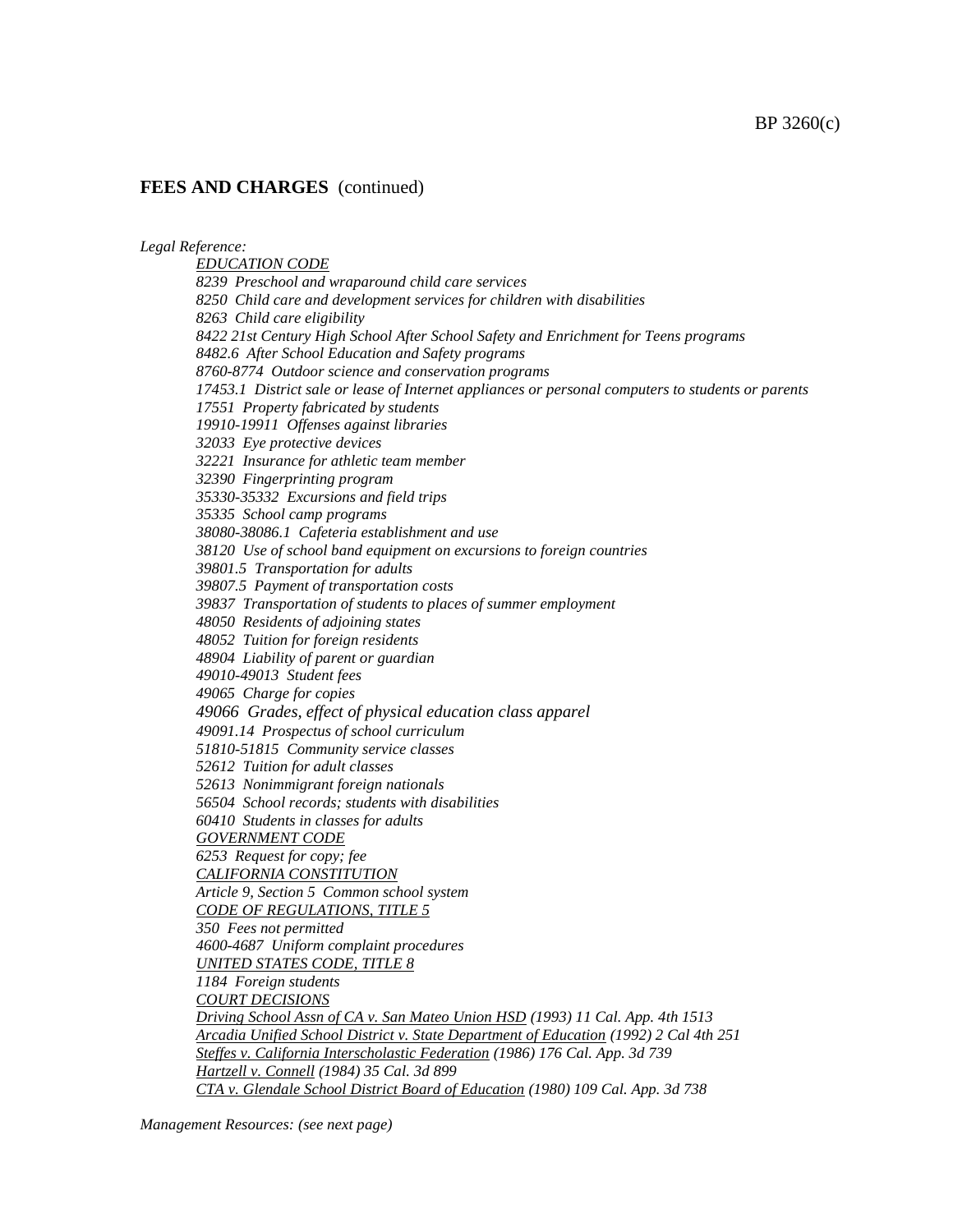## FEES AND CHARGES (continued)

*Legal Reference:*

*EDUCATION CODE*

*8239 Preschool and wraparound child care services*
*8250 Child care and development services for children with disabilities*
*8263 Child care eligibility*
*8422 21st Century High School After School Safety and Enrichment for Teens programs*
*8482.6 After School Education and Safety programs*
*8760-8774 Outdoor science and conservation programs*
*17453.1 District sale or lease of Internet appliances or personal computers to students or parents*
*17551 Property fabricated by students*
*19910-19911 Offenses against libraries*
*32033 Eye protective devices*
*32221 Insurance for athletic team member*
*32390 Fingerprinting program*
*35330-35332 Excursions and field trips*
*35335 School camp programs*
*38080-38086.1 Cafeteria establishment and use*
*38120 Use of school band equipment on excursions to foreign countries*
*39801.5 Transportation for adults*
*39807.5 Payment of transportation costs*
*39837 Transportation of students to places of summer employment*
*48050 Residents of adjoining states*
*48052 Tuition for foreign residents*
*48904 Liability of parent or guardian*
*49010-49013 Student fees*
*49065 Charge for copies*
*49066 Grades, effect of physical education class apparel*
*49091.14 Prospectus of school curriculum*
*51810-51815 Community service classes*
*52612 Tuition for adult classes*
*52613 Nonimmigrant foreign nationals*
*56504 School records; students with disabilities*
*60410 Students in classes for adults*

*GOVERNMENT CODE*

*6253 Request for copy; fee*

*CALIFORNIA CONSTITUTION*

*Article 9, Section 5 Common school system*

*CODE OF REGULATIONS, TITLE 5*

*350 Fees not permitted*
*4600-4687 Uniform complaint procedures*

*UNITED STATES CODE, TITLE 8*

*1184 Foreign students*

*COURT DECISIONS*

*Driving School Assn of CA v. San Mateo Union HSD (1993) 11 Cal. App. 4th 1513*
*Arcadia Unified School District v. State Department of Education (1992) 2 Cal 4th 251*
*Steffes v. California Interscholastic Federation (1986) 176 Cal. App. 3d 739*
*Hartzell v. Connell (1984) 35 Cal. 3d 899*
*CTA v. Glendale School District Board of Education (1980) 109 Cal. App. 3d 738*

*Management Resources: (see next page)*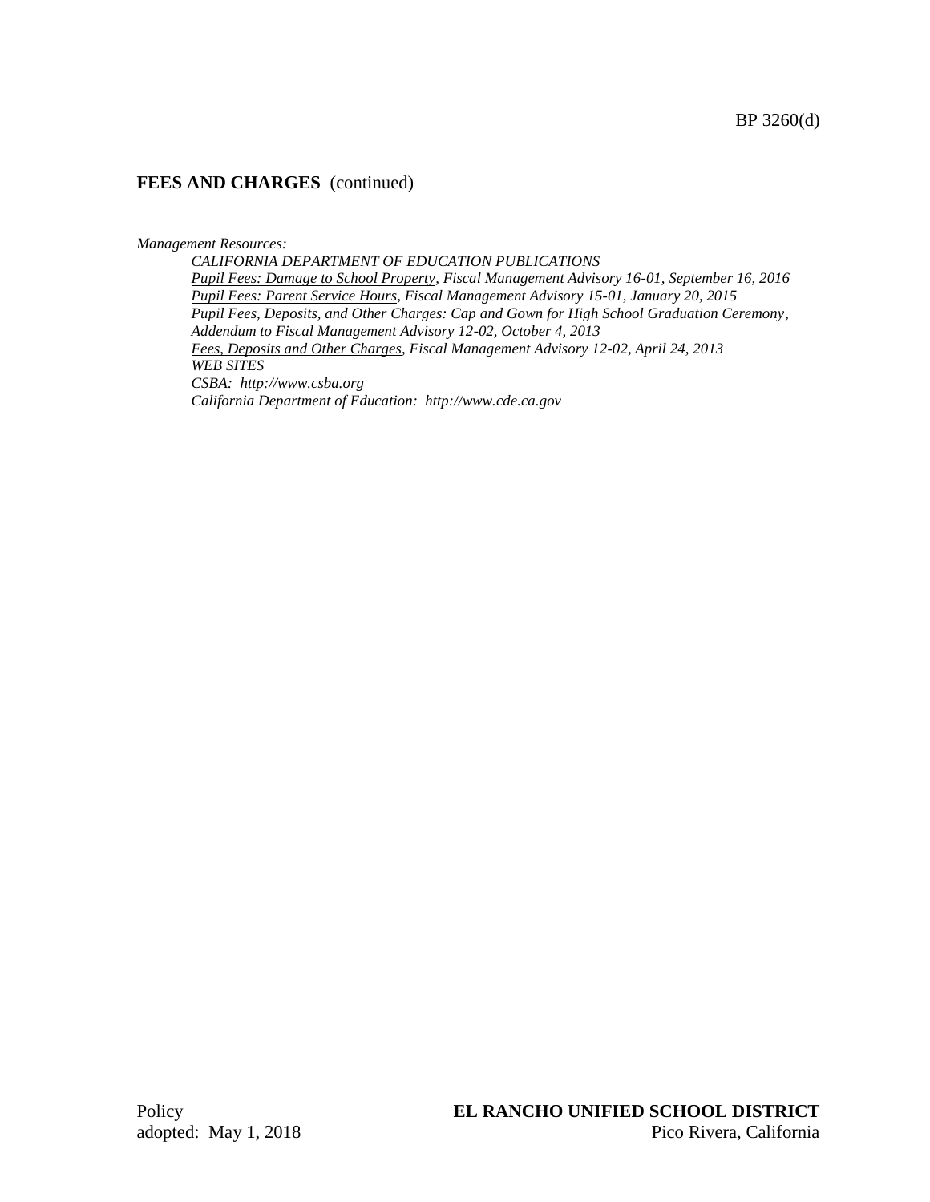## FEES AND CHARGES (continued)

*Management Resources:*

*CALIFORNIA DEPARTMENT OF EDUCATION PUBLICATIONS*
*Pupil Fees: Damage to School Property, Fiscal Management Advisory 16-01, September 16, 2016*
*Pupil Fees: Parent Service Hours, Fiscal Management Advisory 15-01, January 20, 2015*
*Pupil Fees, Deposits, and Other Charges: Cap and Gown for High School Graduation Ceremony, Addendum to Fiscal Management Advisory 12-02, October 4, 2013*
*Fees, Deposits and Other Charges, Fiscal Management Advisory 12-02, April 24, 2013*
*WEB SITES*
*CSBA: http://www.csba.org*
*California Department of Education: http://www.cde.ca.gov*

Policy
adopted: May 1, 2018

**EL RANCHO UNIFIED SCHOOL DISTRICT**
Pico Rivera, California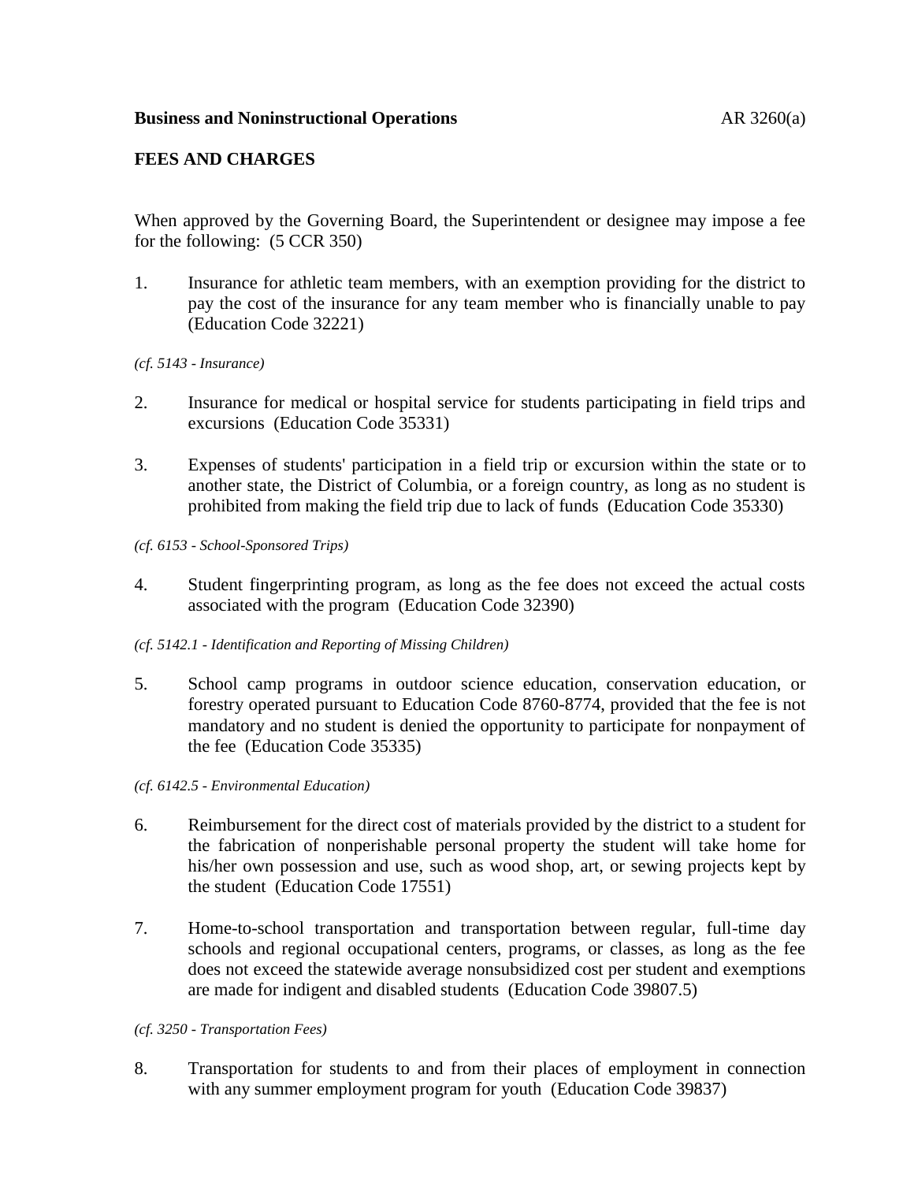**Business and Noninstructional Operations** AR 3260(a)

**FEES AND CHARGES**

When approved by the Governing Board, the Superintendent or designee may impose a fee for the following: (5 CCR 350)

1. Insurance for athletic team members, with an exemption providing for the district to pay the cost of the insurance for any team member who is financially unable to pay (Education Code 32221)

*(cf. 5143 - Insurance)*

2. Insurance for medical or hospital service for students participating in field trips and excursions (Education Code 35331)

3. Expenses of students' participation in a field trip or excursion within the state or to another state, the District of Columbia, or a foreign country, as long as no student is prohibited from making the field trip due to lack of funds (Education Code 35330)

*(cf. 6153 - School-Sponsored Trips)*

4. Student fingerprinting program, as long as the fee does not exceed the actual costs associated with the program (Education Code 32390)

*(cf. 5142.1 - Identification and Reporting of Missing Children)*

5. School camp programs in outdoor science education, conservation education, or forestry operated pursuant to Education Code 8760-8774, provided that the fee is not mandatory and no student is denied the opportunity to participate for nonpayment of the fee (Education Code 35335)

*(cf. 6142.5 - Environmental Education)*

6. Reimbursement for the direct cost of materials provided by the district to a student for the fabrication of nonperishable personal property the student will take home for his/her own possession and use, such as wood shop, art, or sewing projects kept by the student (Education Code 17551)

7. Home-to-school transportation and transportation between regular, full-time day schools and regional occupational centers, programs, or classes, as long as the fee does not exceed the statewide average nonsubsidized cost per student and exemptions are made for indigent and disabled students (Education Code 39807.5)

*(cf. 3250 - Transportation Fees)*

8. Transportation for students to and from their places of employment in connection with any summer employment program for youth (Education Code 39837)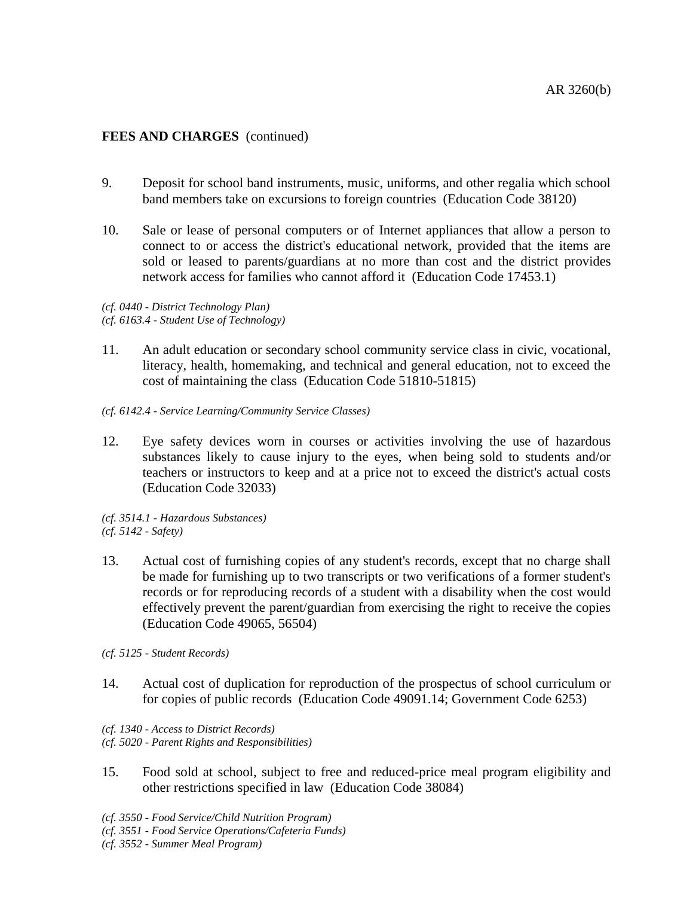**FEES AND CHARGES** (continued)

9. Deposit for school band instruments, music, uniforms, and other regalia which school band members take on excursions to foreign countries (Education Code 38120)

10. Sale or lease of personal computers or of Internet appliances that allow a person to connect to or access the district's educational network, provided that the items are sold or leased to parents/guardians at no more than cost and the district provides network access for families who cannot afford it (Education Code 17453.1)

*(cf. 0440 - District Technology Plan)*
*(cf. 6163.4 - Student Use of Technology)*

11. An adult education or secondary school community service class in civic, vocational, literacy, health, homemaking, and technical and general education, not to exceed the cost of maintaining the class (Education Code 51810-51815)

*(cf. 6142.4 - Service Learning/Community Service Classes)*

12. Eye safety devices worn in courses or activities involving the use of hazardous substances likely to cause injury to the eyes, when being sold to students and/or teachers or instructors to keep and at a price not to exceed the district's actual costs (Education Code 32033)

*(cf. 3514.1 - Hazardous Substances)*
*(cf. 5142 - Safety)*

13. Actual cost of furnishing copies of any student's records, except that no charge shall be made for furnishing up to two transcripts or two verifications of a former student's records or for reproducing records of a student with a disability when the cost would effectively prevent the parent/guardian from exercising the right to receive the copies (Education Code 49065, 56504)

*(cf. 5125 - Student Records)*

14. Actual cost of duplication for reproduction of the prospectus of school curriculum or for copies of public records (Education Code 49091.14; Government Code 6253)

*(cf. 1340 - Access to District Records)*
*(cf. 5020 - Parent Rights and Responsibilities)*

15. Food sold at school, subject to free and reduced-price meal program eligibility and other restrictions specified in law (Education Code 38084)

*(cf. 3550 - Food Service/Child Nutrition Program)*
*(cf. 3551 - Food Service Operations/Cafeteria Funds)*
*(cf. 3552 - Summer Meal Program)*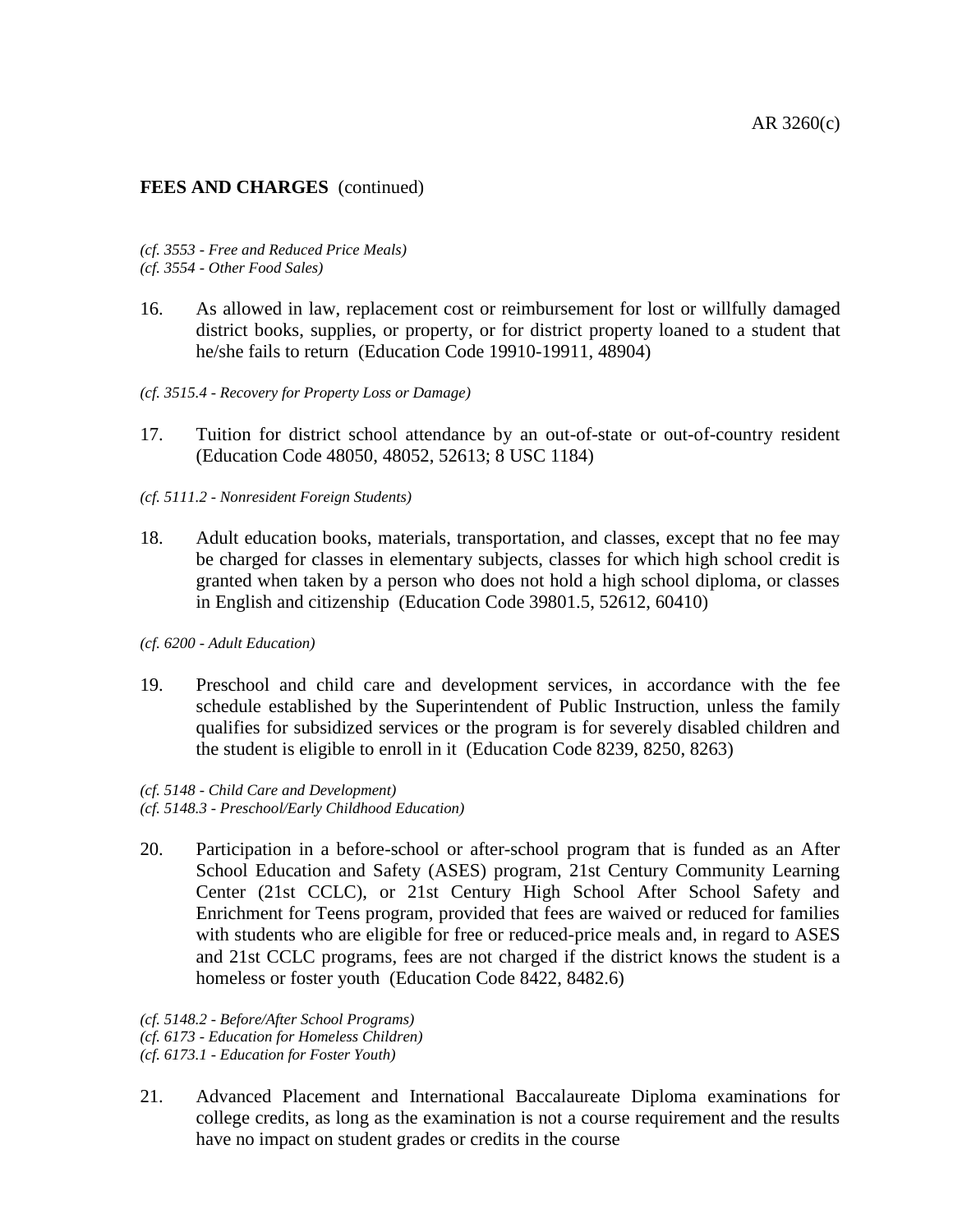**FEES AND CHARGES** (continued)

*(cf. 3553 - Free and Reduced Price Meals)*
*(cf. 3554 - Other Food Sales)*

16. As allowed in law, replacement cost or reimbursement for lost or willfully damaged district books, supplies, or property, or for district property loaned to a student that he/she fails to return (Education Code 19910-19911, 48904)

*(cf. 3515.4 - Recovery for Property Loss or Damage)*

17. Tuition for district school attendance by an out-of-state or out-of-country resident (Education Code 48050, 48052, 52613; 8 USC 1184)

*(cf. 5111.2 - Nonresident Foreign Students)*

18. Adult education books, materials, transportation, and classes, except that no fee may be charged for classes in elementary subjects, classes for which high school credit is granted when taken by a person who does not hold a high school diploma, or classes in English and citizenship (Education Code 39801.5, 52612, 60410)

*(cf. 6200 - Adult Education)*

19. Preschool and child care and development services, in accordance with the fee schedule established by the Superintendent of Public Instruction, unless the family qualifies for subsidized services or the program is for severely disabled children and the student is eligible to enroll in it (Education Code 8239, 8250, 8263)

*(cf. 5148 - Child Care and Development)*
*(cf. 5148.3 - Preschool/Early Childhood Education)*

20. Participation in a before-school or after-school program that is funded as an After School Education and Safety (ASES) program, 21st Century Community Learning Center (21st CCLC), or 21st Century High School After School Safety and Enrichment for Teens program, provided that fees are waived or reduced for families with students who are eligible for free or reduced-price meals and, in regard to ASES and 21st CCLC programs, fees are not charged if the district knows the student is a homeless or foster youth (Education Code 8422, 8482.6)

*(cf. 5148.2 - Before/After School Programs)*
*(cf. 6173 - Education for Homeless Children)*
*(cf. 6173.1 - Education for Foster Youth)*

21. Advanced Placement and International Baccalaureate Diploma examinations for college credits, as long as the examination is not a course requirement and the results have no impact on student grades or credits in the course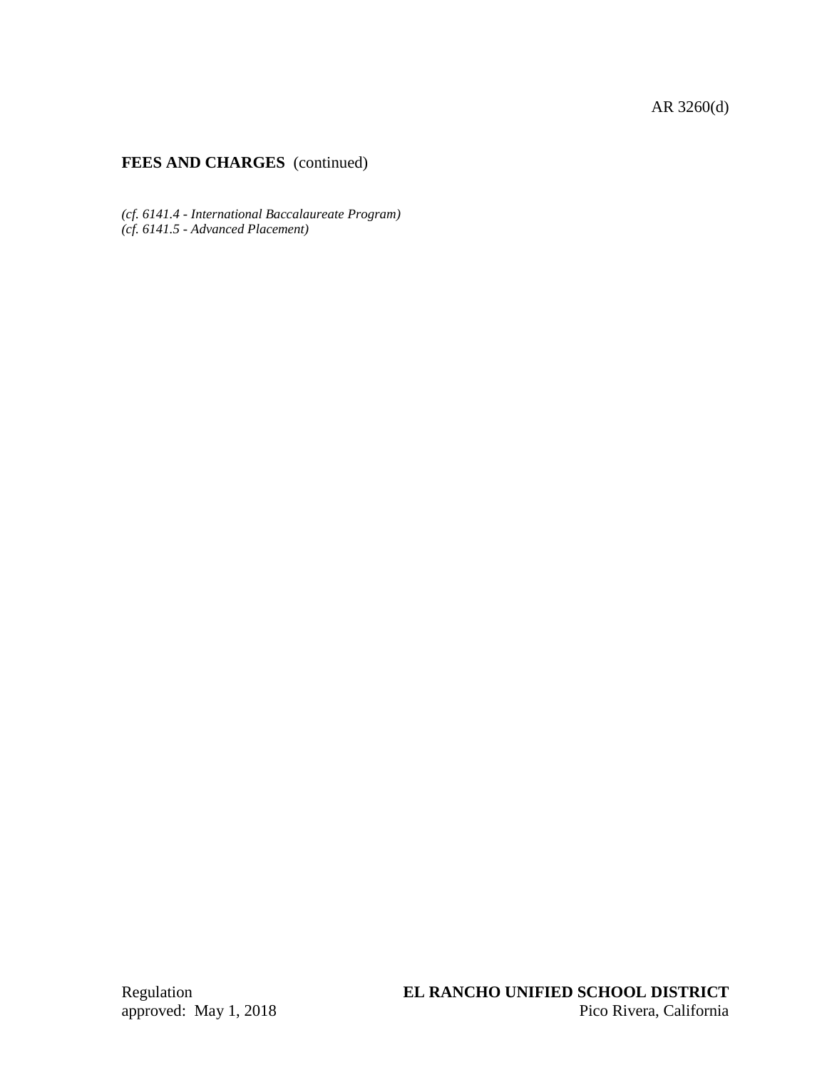*(cf. 6141.4 - International Baccalaureate Program)*
*(cf. 6141.5 - Advanced Placement)*

Regulation
approved: May 1, 2018

**EL RANCHO UNIFIED SCHOOL DISTRICT**
Pico Rivera, California